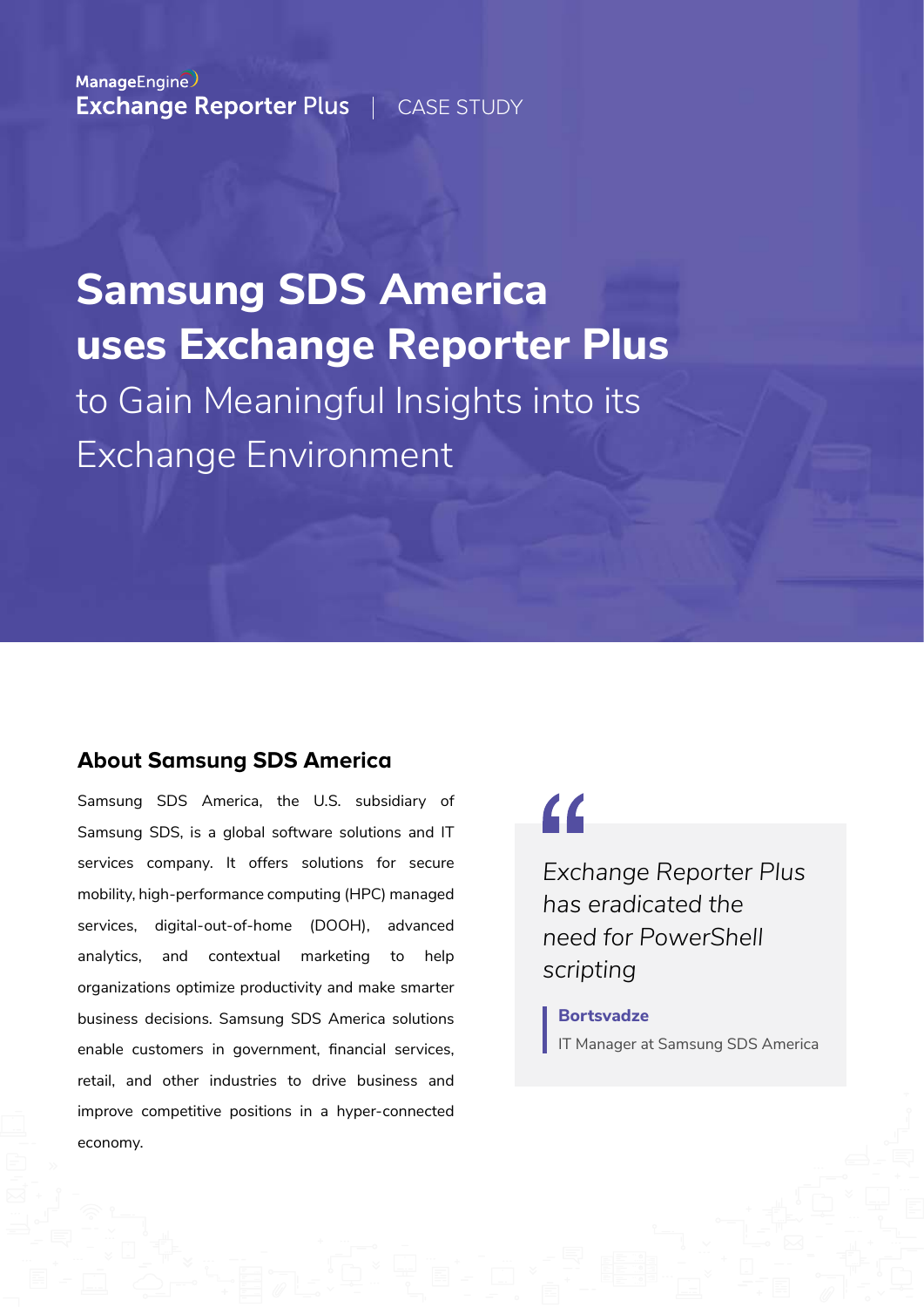ManageEngine
Exchange Reporter Plus | CASE STUDY

# Samsung SDS America uses Exchange Reporter Plus

to Gain Meaningful Insights into its Exchange Environment

## About Samsung SDS America

Samsung SDS America, the U.S. subsidiary of Samsung SDS, is a global software solutions and IT services company. It offers solutions for secure mobility, high-performance computing (HPC) managed services, digital-out-of-home (DOOH), advanced analytics, and contextual marketing to help organizations optimize productivity and make smarter business decisions. Samsung SDS America solutions enable customers in government, financial services, retail, and other industries to drive business and improve competitive positions in a hyper-connected economy.

> *Exchange Reporter Plus has eradicated the need for PowerShell scripting*
>
> **Bortsvadze**
> IT Manager at Samsung SDS America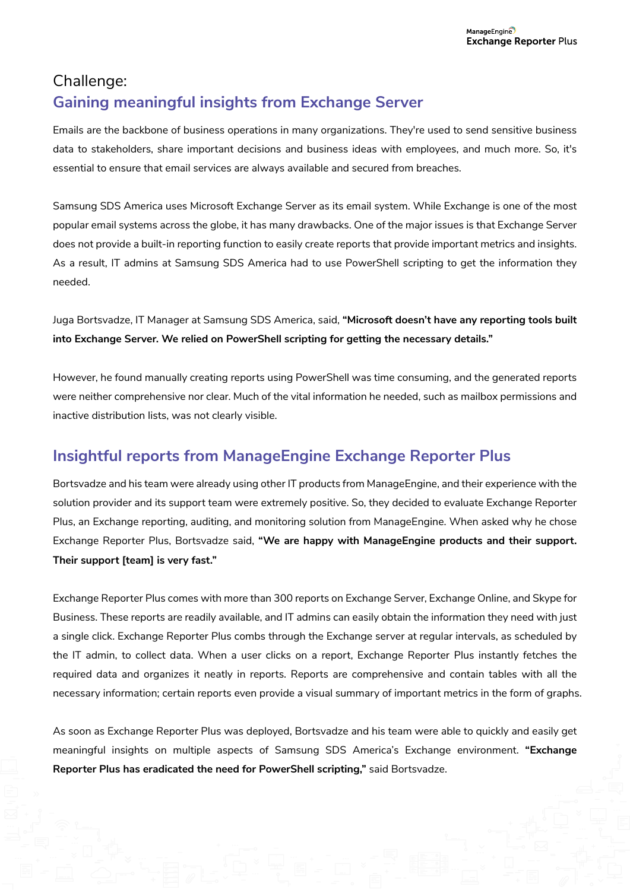## Challenge:
## Gaining meaningful insights from Exchange Server

Emails are the backbone of business operations in many organizations. They're used to send sensitive business data to stakeholders, share important decisions and business ideas with employees, and much more. So, it's essential to ensure that email services are always available and secured from breaches.

Samsung SDS America uses Microsoft Exchange Server as its email system. While Exchange is one of the most popular email systems across the globe, it has many drawbacks. One of the major issues is that Exchange Server does not provide a built-in reporting function to easily create reports that provide important metrics and insights. As a result, IT admins at Samsung SDS America had to use PowerShell scripting to get the information they needed.

Juga Bortsvadze, IT Manager at Samsung SDS America, said, **"Microsoft doesn't have any reporting tools built into Exchange Server. We relied on PowerShell scripting for getting the necessary details."**

However, he found manually creating reports using PowerShell was time consuming, and the generated reports were neither comprehensive nor clear. Much of the vital information he needed, such as mailbox permissions and inactive distribution lists, was not clearly visible.

## Insightful reports from ManageEngine Exchange Reporter Plus

Bortsvadze and his team were already using other IT products from ManageEngine, and their experience with the solution provider and its support team were extremely positive. So, they decided to evaluate Exchange Reporter Plus, an Exchange reporting, auditing, and monitoring solution from ManageEngine. When asked why he chose Exchange Reporter Plus, Bortsvadze said, **"We are happy with ManageEngine products and their support. Their support [team] is very fast."**

Exchange Reporter Plus comes with more than 300 reports on Exchange Server, Exchange Online, and Skype for Business. These reports are readily available, and IT admins can easily obtain the information they need with just a single click. Exchange Reporter Plus combs through the Exchange server at regular intervals, as scheduled by the IT admin, to collect data. When a user clicks on a report, Exchange Reporter Plus instantly fetches the required data and organizes it neatly in reports. Reports are comprehensive and contain tables with all the necessary information; certain reports even provide a visual summary of important metrics in the form of graphs.

As soon as Exchange Reporter Plus was deployed, Bortsvadze and his team were able to quickly and easily get meaningful insights on multiple aspects of Samsung SDS America's Exchange environment. **"Exchange Reporter Plus has eradicated the need for PowerShell scripting,"** said Bortsvadze.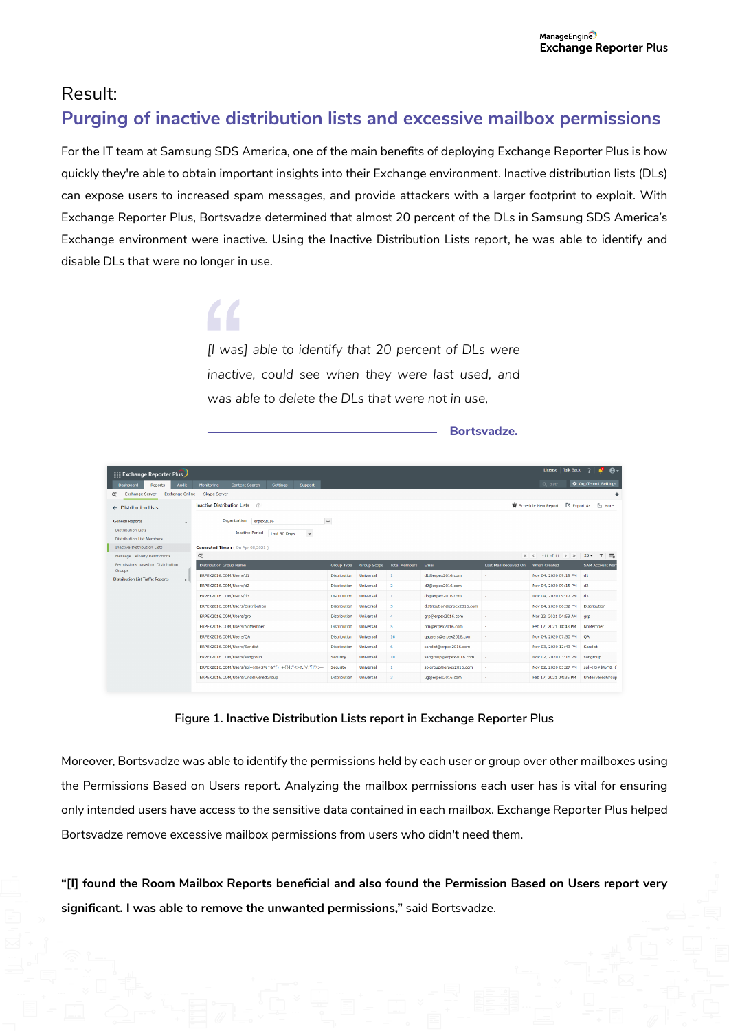Result:

## Purging of inactive distribution lists and excessive mailbox permissions

For the IT team at Samsung SDS America, one of the main benefits of deploying Exchange Reporter Plus is how quickly they're able to obtain important insights into their Exchange environment. Inactive distribution lists (DLs) can expose users to increased spam messages, and provide attackers with a larger footprint to exploit. With Exchange Reporter Plus, Bortsvadze determined that almost 20 percent of the DLs in Samsung SDS America's Exchange environment were inactive. Using the Inactive Distribution Lists report, he was able to identify and disable DLs that were no longer in use.

> *[I was] able to identify that 20 percent of DLs were inactive, could see when they were last used, and was able to delete the DLs that were not in use,*
>
> **Bortsvadze.**

Figure 1. Inactive Distribution Lists report in Exchange Reporter Plus

Moreover, Bortsvadze was able to identify the permissions held by each user or group over other mailboxes using the Permissions Based on Users report. Analyzing the mailbox permissions each user has is vital for ensuring only intended users have access to the sensitive data contained in each mailbox. Exchange Reporter Plus helped Bortsvadze remove excessive mailbox permissions from users who didn't need them.

**"[I] found the Room Mailbox Reports beneficial and also found the Permission Based on Users report very significant. I was able to remove the unwanted permissions,"** said Bortsvadze.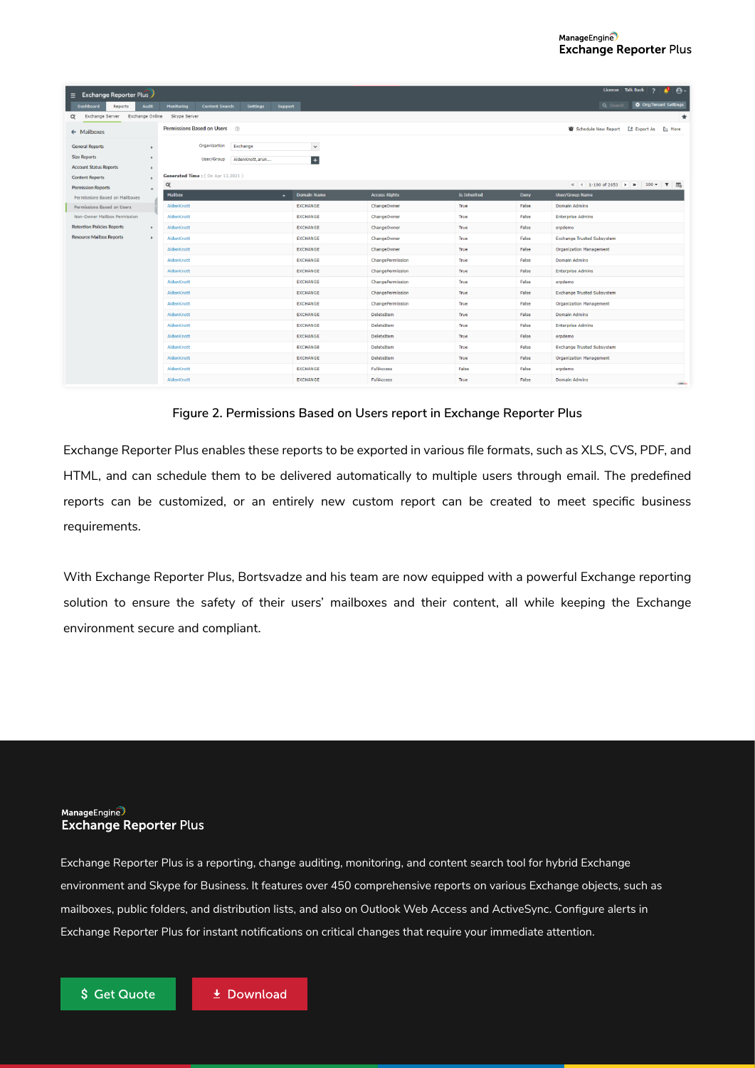Figure 2. Permissions Based on Users report in Exchange Reporter Plus

Exchange Reporter Plus enables these reports to be exported in various file formats, such as XLS, CVS, PDF, and HTML, and can schedule them to be delivered automatically to multiple users through email. The predefined reports can be customized, or an entirely new custom report can be created to meet specific business requirements.

With Exchange Reporter Plus, Bortsvadze and his team are now equipped with a powerful Exchange reporting solution to ensure the safety of their users' mailboxes and their content, all while keeping the Exchange environment secure and compliant.

ManageEngine
**Exchange Reporter Plus**

Exchange Reporter Plus is a reporting, change auditing, monitoring, and content search tool for hybrid Exchange environment and Skype for Business. It features over 450 comprehensive reports on various Exchange objects, such as mailboxes, public folders, and distribution lists, and also on Outlook Web Access and ActiveSync. Configure alerts in Exchange Reporter Plus for instant notifications on critical changes that require your immediate attention.

$ Get Quote

Download